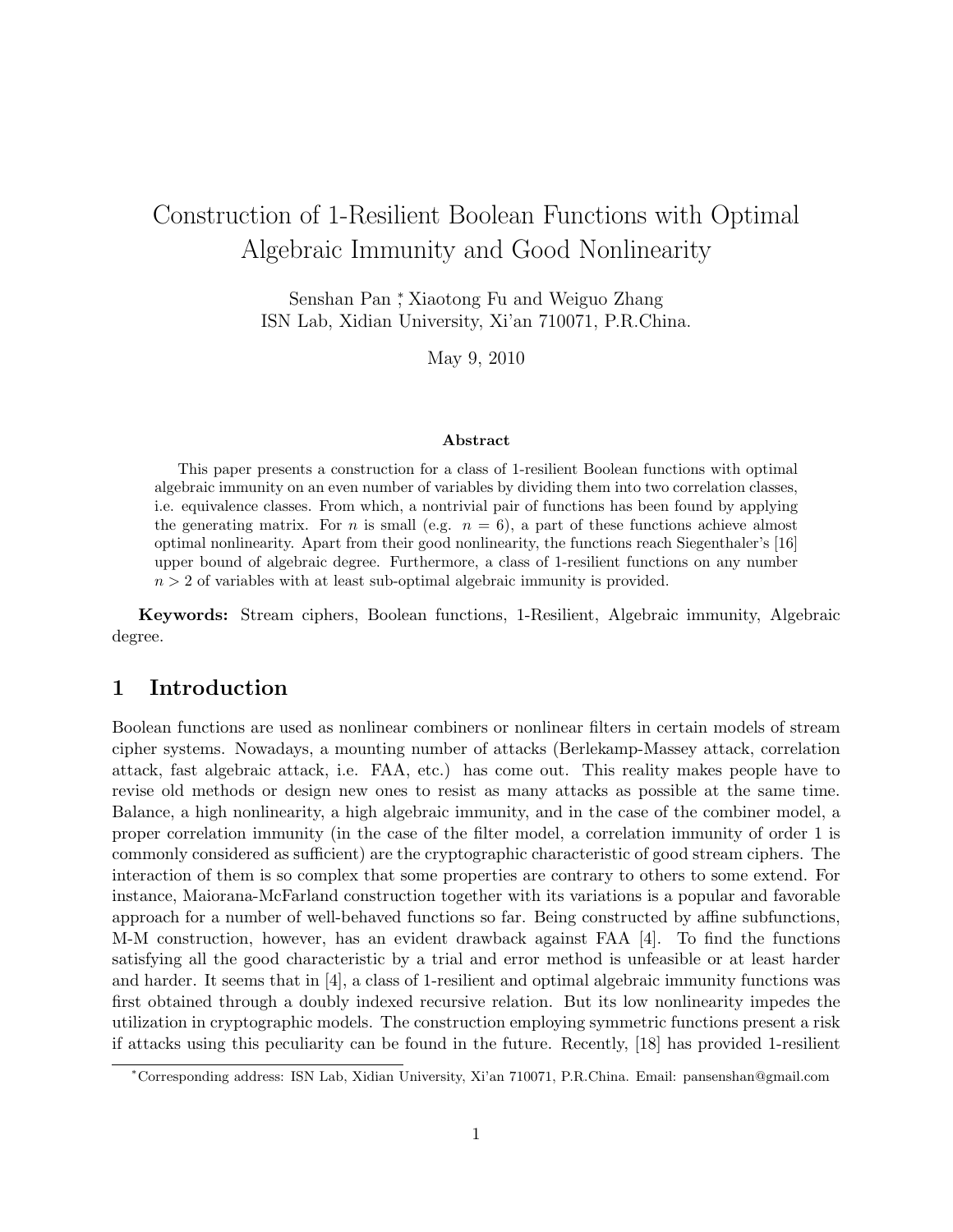# Construction of 1-Resilient Boolean Functions with Optimal Algebraic Immunity and Good Nonlinearity

Senshan Pan [*], Xiaotong Fu and Weiguo Zhang
ISN Lab, Xidian University, Xi'an 710071, P.R.China.

May 9, 2010

### Abstract

This paper presents a construction for a class of 1-resilient Boolean functions with optimal algebraic immunity on an even number of variables by dividing them into two correlation classes, i.e. equivalence classes. From which, a nontrivial pair of functions has been found by applying the generating matrix. For $n$ is small (e.g. $n = 6$), a part of these functions achieve almost optimal nonlinearity. Apart from their good nonlinearity, the functions reach Siegenthaler's [16] upper bound of algebraic degree. Furthermore, a class of 1-resilient functions on any number $n > 2$ of variables with at least sub-optimal algebraic immunity is provided.

**Keywords:** Stream ciphers, Boolean functions, 1-Resilient, Algebraic immunity, Algebraic degree.

## 1 Introduction

Boolean functions are used as nonlinear combiners or nonlinear filters in certain models of stream cipher systems. Nowadays, a mounting number of attacks (Berlekamp-Massey attack, correlation attack, fast algebraic attack, i.e. FAA, etc.) has come out. This reality makes people have to revise old methods or design new ones to resist as many attacks as possible at the same time. Balance, a high nonlinearity, a high algebraic immunity, and in the case of the combiner model, a proper correlation immunity (in the case of the filter model, a correlation immunity of order 1 is commonly considered as sufficient) are the cryptographic characteristic of good stream ciphers. The interaction of them is so complex that some properties are contrary to others to some extend. For instance, Maiorana-McFarland construction together with its variations is a popular and favorable approach for a number of well-behaved functions so far. Being constructed by affine subfunctions, M-M construction, however, has an evident drawback against FAA [4]. To find the functions satisfying all the good characteristic by a trial and error method is unfeasible or at least harder and harder. It seems that in [4], a class of 1-resilient and optimal algebraic immunity functions was first obtained through a doubly indexed recursive relation. But its low nonlinearity impedes the utilization in cryptographic models. The construction employing symmetric functions present a risk if attacks using this peculiarity can be found in the future. Recently, [18] has provided 1-resilient

[*]Corresponding address: ISN Lab, Xidian University, Xi'an 710071, P.R.China. Email: pansenshan@gmail.com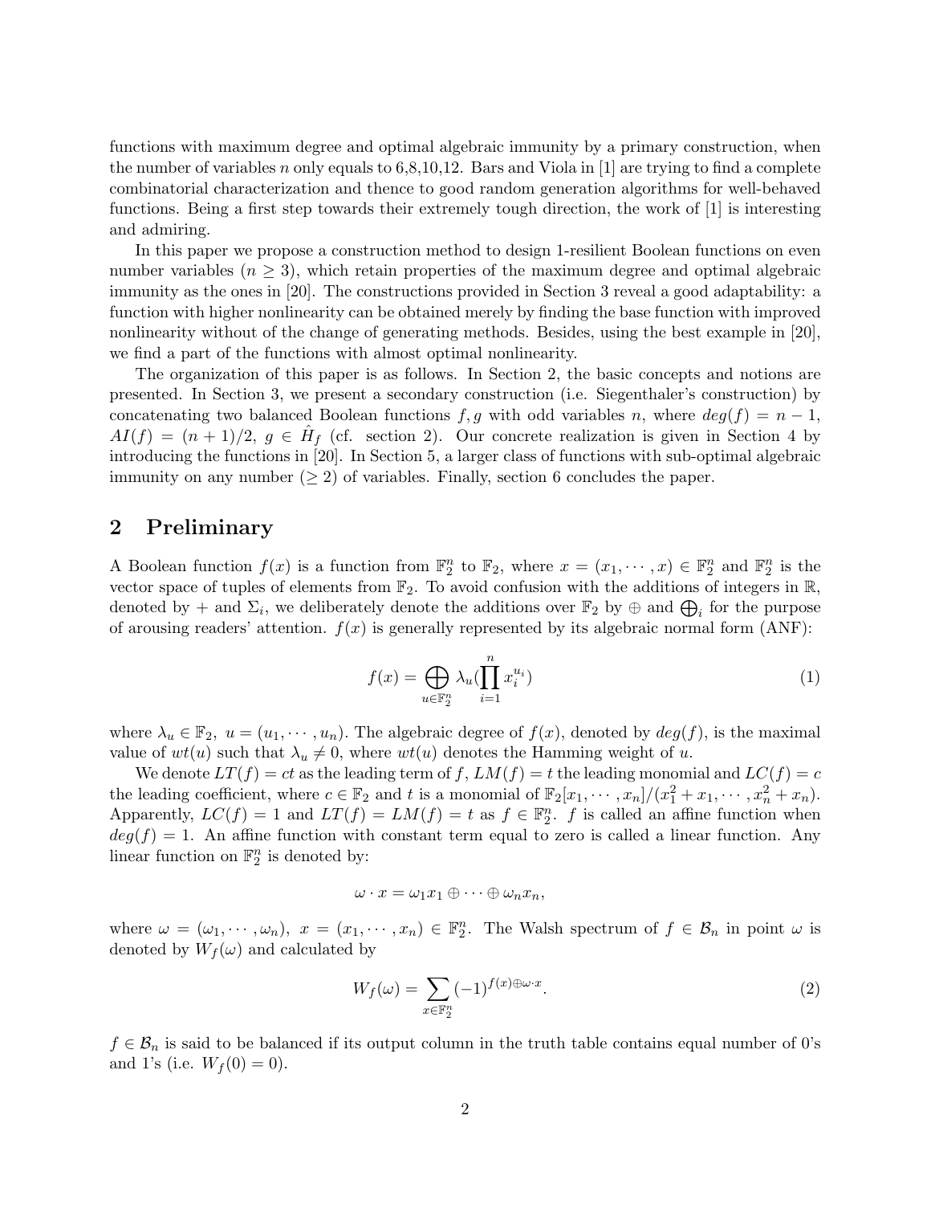functions with maximum degree and optimal algebraic immunity by a primary construction, when the number of variables $n$ only equals to 6,8,10,12. Bars and Viola in [1] are trying to find a complete combinatorial characterization and thence to good random generation algorithms for well-behaved functions. Being a first step towards their extremely tough direction, the work of [1] is interesting and admiring.

In this paper we propose a construction method to design 1-resilient Boolean functions on even number variables ($n \geq 3$), which retain properties of the maximum degree and optimal algebraic immunity as the ones in [20]. The constructions provided in Section 3 reveal a good adaptability: a function with higher nonlinearity can be obtained merely by finding the base function with improved nonlinearity without of the change of generating methods. Besides, using the best example in [20], we find a part of the functions with almost optimal nonlinearity.

The organization of this paper is as follows. In Section 2, the basic concepts and notions are presented. In Section 3, we present a secondary construction (i.e. Siegenthaler's construction) by concatenating two balanced Boolean functions $f, g$ with odd variables $n$, where $deg(f) = n-1$, $AI(f) = (n+1)/2$, $g \in \hat{H}_f$ (cf. section 2). Our concrete realization is given in Section 4 by introducing the functions in [20]. In Section 5, a larger class of functions with sub-optimal algebraic immunity on any number ($\geq 2$) of variables. Finally, section 6 concludes the paper.

## 2 Preliminary

A Boolean function $f(x)$ is a function from $\mathbb{F}_2^n$ to $\mathbb{F}_2$, where $x = (x_1, \cdots, x) \in \mathbb{F}_2^n$ and $\mathbb{F}_2^n$ is the vector space of tuples of elements from $\mathbb{F}_2$. To avoid confusion with the additions of integers in $\mathbb{R}$, denoted by $+$ and $\Sigma_i$, we deliberately denote the additions over $\mathbb{F}_2$ by $\oplus$ and $\bigoplus_i$ for the purpose of arousing readers' attention. $f(x)$ is generally represented by its algebraic normal form (ANF):

$$f(x) = \bigoplus_{u \in \mathbb{F}_2^n} \lambda_u (\prod_{i=1}^{n} x_i^{u_i}) \tag{1}$$

where $\lambda_u \in \mathbb{F}_2$, $u = (u_1, \cdots, u_n)$. The algebraic degree of $f(x)$, denoted by $deg(f)$, is the maximal value of $wt(u)$ such that $\lambda_u \neq 0$, where $wt(u)$ denotes the Hamming weight of $u$.

We denote $LT(f) = ct$ as the leading term of $f$, $LM(f) = t$ the leading monomial and $LC(f) = c$ the leading coefficient, where $c \in \mathbb{F}_2$ and $t$ is a monomial of $\mathbb{F}_2[x_1, \cdots, x_n]/(x_1^2 + x_1, \cdots, x_n^2 + x_n)$. Apparently, $LC(f) = 1$ and $LT(f) = LM(f) = t$ as $f \in \mathbb{F}_2^n$. $f$ is called an affine function when $deg(f) = 1$. An affine function with constant term equal to zero is called a linear function. Any linear function on $\mathbb{F}_2^n$ is denoted by:

$$\omega \cdot x = \omega_1 x_1 \oplus \cdots \oplus \omega_n x_n,$$

where $\omega = (\omega_1, \cdots, \omega_n)$, $x = (x_1, \cdots, x_n) \in \mathbb{F}_2^n$. The Walsh spectrum of $f \in \mathcal{B}_n$ in point $\omega$ is denoted by $W_f(\omega)$ and calculated by

$$W_f(\omega) = \sum_{x \in \mathbb{F}_2^n} (-1)^{f(x) \oplus \omega \cdot x}. \tag{2}$$

$f \in \mathcal{B}_n$ is said to be balanced if its output column in the truth table contains equal number of 0's and 1's (i.e. $W_f(0) = 0$).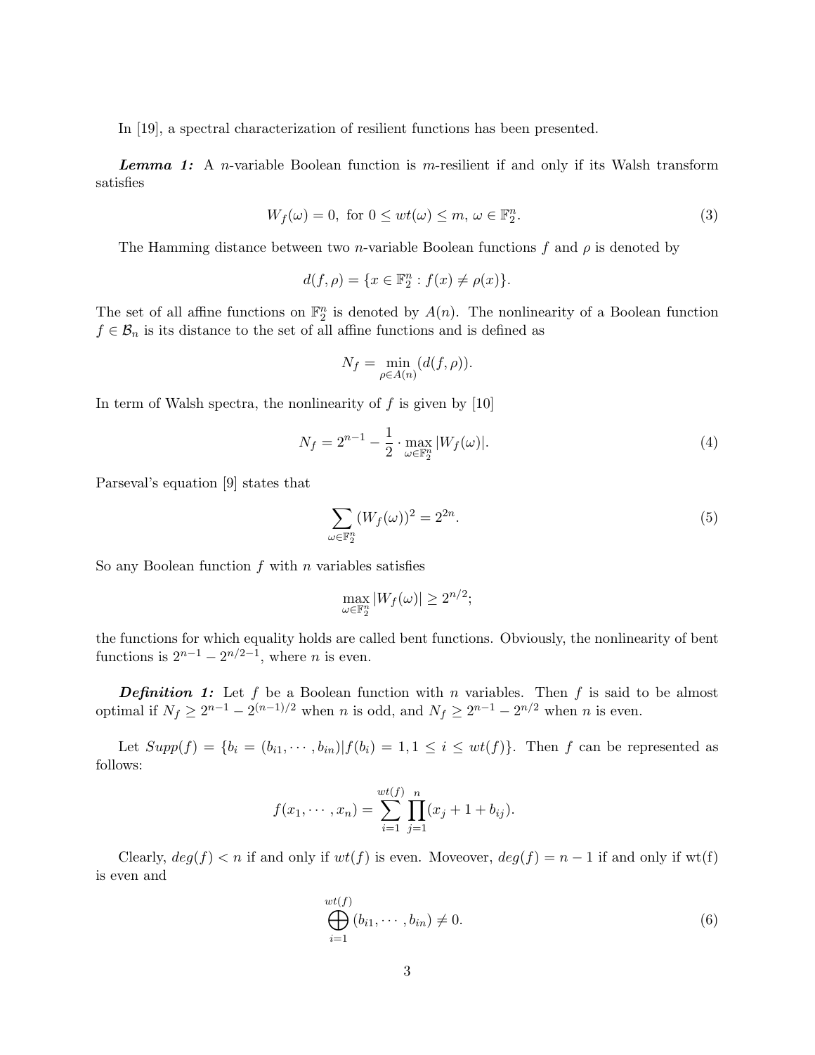In [19], a spectral characterization of resilient functions has been presented.

***Lemma 1:*** A $n$-variable Boolean function is $m$-resilient if and only if its Walsh transform satisfies

$$W_f(\omega) = 0, \text{ for } 0 \leq wt(\omega) \leq m, \, \omega \in \mathbb{F}_2^n. \tag{3}$$

The Hamming distance between two $n$-variable Boolean functions $f$ and $\rho$ is denoted by

$$d(f, \rho) = \{x \in \mathbb{F}_2^n : f(x) \neq \rho(x)\}.$$

The set of all affine functions on $\mathbb{F}_2^n$ is denoted by $A(n)$. The nonlinearity of a Boolean function $f \in \mathcal{B}_n$ is its distance to the set of all affine functions and is defined as

$$N_f = \min_{\rho \in A(n)} (d(f, \rho)).$$

In term of Walsh spectra, the nonlinearity of $f$ is given by [10]

$$N_f = 2^{n-1} - \frac{1}{2} \cdot \max_{\omega \in \mathbb{F}_2^n} |W_f(\omega)|. \tag{4}$$

Parseval's equation [9] states that

$$\sum_{\omega \in \mathbb{F}_2^n} (W_f(\omega))^2 = 2^{2n}. \tag{5}$$

So any Boolean function $f$ with $n$ variables satisfies

$$\max_{\omega \in \mathbb{F}_2^n} |W_f(\omega)| \geq 2^{n/2};$$

the functions for which equality holds are called bent functions. Obviously, the nonlinearity of bent functions is $2^{n-1} - 2^{n/2-1}$, where $n$ is even.

***Definition 1:*** Let $f$ be a Boolean function with $n$ variables. Then $f$ is said to be almost optimal if $N_f \geq 2^{n-1} - 2^{(n-1)/2}$ when $n$ is odd, and $N_f \geq 2^{n-1} - 2^{n/2}$ when $n$ is even.

Let $Supp(f) = \{b_i = (b_{i1}, \cdots, b_{in}) | f(b_i) = 1, 1 \leq i \leq wt(f)\}$. Then $f$ can be represented as follows:

$$f(x_1, \cdots, x_n) = \sum_{i=1}^{wt(f)} \prod_{j=1}^{n} (x_j + 1 + b_{ij}).$$

Clearly, $deg(f) < n$ if and only if $wt(f)$ is even. Moveover, $deg(f) = n - 1$ if and only if wt(f) is even and

$$\bigoplus_{i=1}^{wt(f)} (b_{i1}, \cdots, b_{in}) \neq 0. \tag{6}$$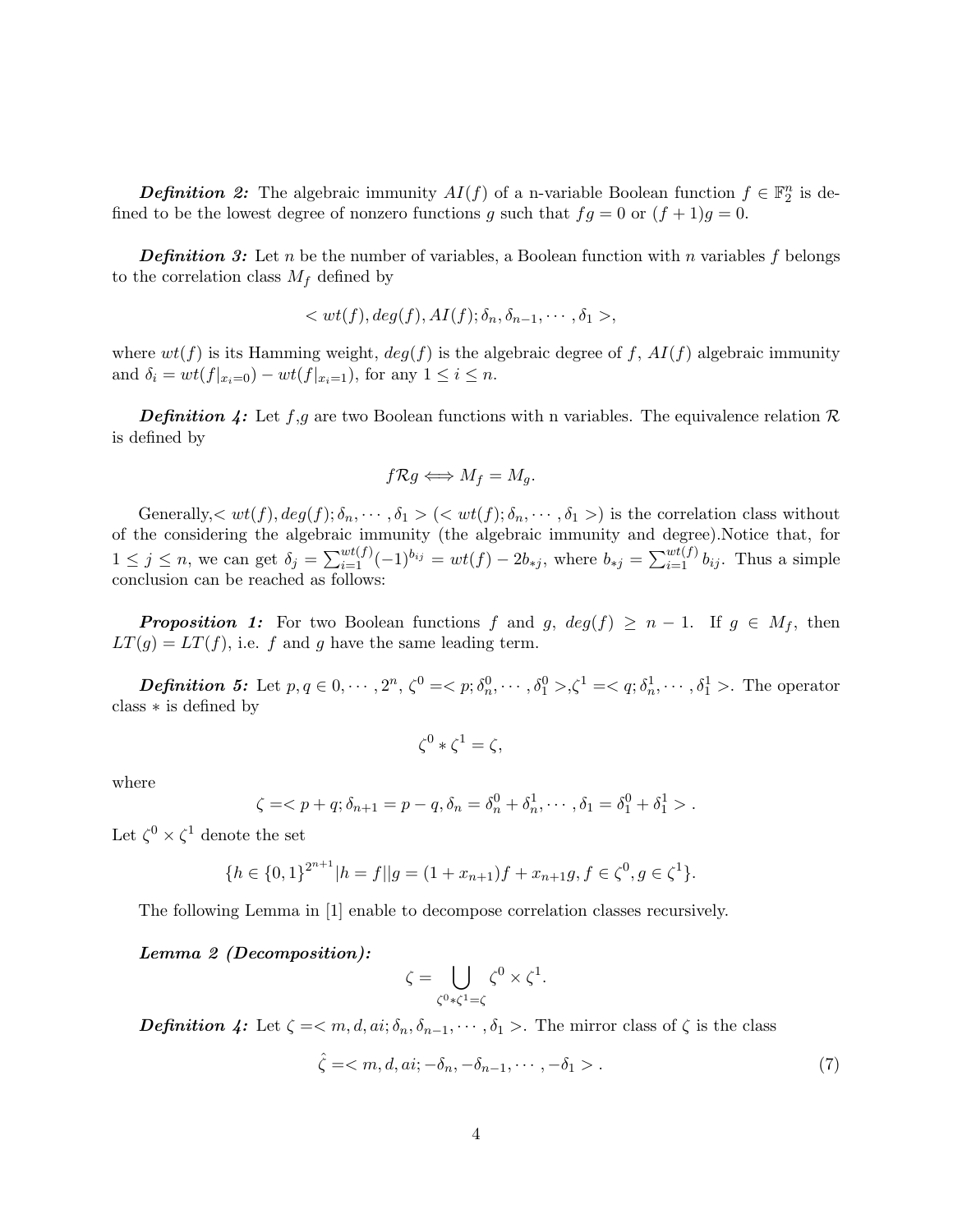***Definition 2:*** The algebraic immunity $AI(f)$ of a n-variable Boolean function $f \in \mathbb{F}_2^n$ is defined to be the lowest degree of nonzero functions $g$ such that $fg = 0$ or $(f + 1)g = 0$.

***Definition 3:*** Let $n$ be the number of variables, a Boolean function with $n$ variables $f$ belongs to the correlation class $M_f$ defined by

$$< wt(f), deg(f), AI(f); \delta_n, \delta_{n-1}, \cdots, \delta_1 >,$$

where $wt(f)$ is its Hamming weight, $deg(f)$ is the algebraic degree of $f$, $AI(f)$ algebraic immunity and $\delta_i = wt(f|_{x_i=0}) - wt(f|_{x_i=1})$, for any $1 \leq i \leq n$.

***Definition 4:*** Let $f$,$g$ are two Boolean functions with n variables. The equivalence relation $\mathcal{R}$ is defined by

$$f\mathcal{R}g \Longleftrightarrow M_f = M_g.$$

Generally,$< wt(f), deg(f); \delta_n, \cdots, \delta_1 >$ ($< wt(f); \delta_n, \cdots, \delta_1 >$) is the correlation class without of the considering the algebraic immunity (the algebraic immunity and degree).Notice that, for $1 \leq j \leq n$, we can get $\delta_j = \sum_{i=1}^{wt(f)} (-1)^{b_{ij}} = wt(f) - 2b_{*j}$, where $b_{*j} = \sum_{i=1}^{wt(f)} b_{ij}$. Thus a simple conclusion can be reached as follows:

***Proposition 1:*** For two Boolean functions $f$ and $g$, $deg(f) \geq n - 1$. If $g \in M_f$, then $LT(g) = LT(f)$, i.e. $f$ and $g$ have the same leading term.

***Definition 5:*** Let $p, q \in 0, \cdots, 2^n$, $\zeta^0 =< p; \delta_n^0, \cdots, \delta_1^0 >$,$\zeta^1 =< q; \delta_n^1, \cdots, \delta_1^1 >$. The operator class $*$ is defined by

$$\zeta^0 * \zeta^1 = \zeta,$$

where

$$\zeta =< p + q; \delta_{n+1} = p - q, \delta_n = \delta_n^0 + \delta_n^1, \cdots, \delta_1 = \delta_1^0 + \delta_1^1 > .$$

Let $\zeta^0 \times \zeta^1$ denote the set

$$\{h \in \{0, 1\}^{2^{n+1}} | h = f||g = (1 + x_{n+1})f + x_{n+1}g, f \in \zeta^0, g \in \zeta^1\}.$$

The following Lemma in [1] enable to decompose correlation classes recursively.

***Lemma 2 (Decomposition):***

$$\zeta = \bigcup_{\zeta^0 * \zeta^1 = \zeta} \zeta^0 \times \zeta^1.$$

***Definition 4:*** Let $\zeta =< m, d, ai; \delta_n, \delta_{n-1}, \cdots, \delta_1 >$. The mirror class of $\zeta$ is the class

$$\hat{\zeta} =< m, d, ai; -\delta_n, -\delta_{n-1}, \cdots, -\delta_1 > . \tag{7}$$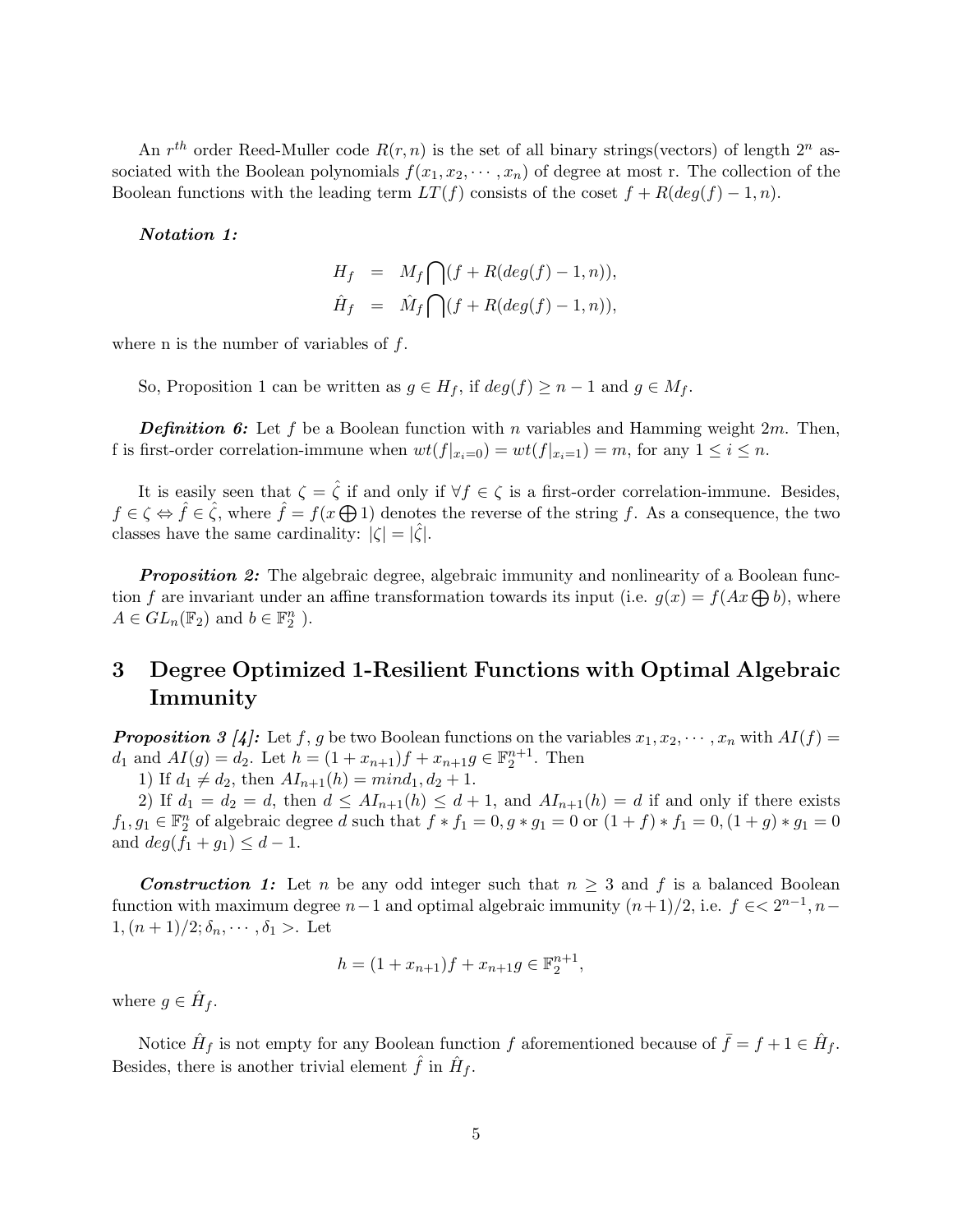An $r^{th}$ order Reed-Muller code $R(r,n)$ is the set of all binary strings(vectors) of length $2^n$ associated with the Boolean polynomials $f(x_1,x_2,\cdots,x_n)$ of degree at most r. The collection of the Boolean functions with the leading term $LT(f)$ consists of the coset $f+R(deg(f)-1,n)$.

***Notation 1:***

$$
\begin{aligned}
H_f &= M_f \bigcap (f + R(deg(f)-1,n)),\\
\hat{H}_f &= \hat{M}_f \bigcap (f + R(deg(f)-1,n)),
\end{aligned}
$$

where n is the number of variables of $f$.

So, Proposition 1 can be written as $g \in H_f$, if $deg(f) \geq n-1$ and $g \in M_f$.

***Definition 6:*** Let $f$ be a Boolean function with $n$ variables and Hamming weight $2m$. Then, f is first-order correlation-immune when $wt(f|_{x_i=0}) = wt(f|_{x_i=1}) = m$, for any $1 \leq i \leq n$.

It is easily seen that $\zeta = \hat{\zeta}$ if and only if $\forall f \in \zeta$ is a first-order correlation-immune. Besides, $f \in \zeta \Leftrightarrow \hat{f} \in \hat{\zeta}$, where $\hat{f} = f(x \bigoplus 1)$ denotes the reverse of the string $f$. As a consequence, the two classes have the same cardinality: $|\zeta| = |\hat{\zeta}|$.

***Proposition 2:*** The algebraic degree, algebraic immunity and nonlinearity of a Boolean function $f$ are invariant under an affine transformation towards its input (i.e. $g(x) = f(Ax \bigoplus b)$, where $A \in GL_n(\mathbb{F}_2)$ and $b \in \mathbb{F}_2^n$ ).

# 3 Degree Optimized 1-Resilient Functions with Optimal Algebraic Immunity

***Proposition 3 [4]:*** Let $f, g$ be two Boolean functions on the variables $x_1, x_2, \cdots, x_n$ with $AI(f) = d_1$ and $AI(g) = d_2$. Let $h = (1 + x_{n+1})f + x_{n+1}g \in \mathbb{F}_2^{n+1}$. Then

1) If $d_1 \neq d_2$, then $AI_{n+1}(h) = mind_1, d_2 + 1$.

2) If $d_1 = d_2 = d$, then $d \leq AI_{n+1}(h) \leq d+1$, and $AI_{n+1}(h) = d$ if and only if there exists $f_1, g_1 \in \mathbb{F}_2^n$ of algebraic degree $d$ such that $f * f_1 = 0, g * g_1 = 0$ or $(1+f) * f_1 = 0, (1+g) * g_1 = 0$ and $deg(f_1 + g_1) \leq d-1$.

***Construction 1:*** Let $n$ be any odd integer such that $n \geq 3$ and $f$ is a balanced Boolean function with maximum degree $n-1$ and optimal algebraic immunity $(n+1)/2$, i.e. $f \in < 2^{n-1}, n-1, (n+1)/2; \delta_n, \cdots, \delta_1 >$. Let

$$
h = (1 + x_{n+1})f + x_{n+1}g \in \mathbb{F}_2^{n+1},
$$

where $g \in \hat{H}_f$.

Notice $\hat{H}_f$ is not empty for any Boolean function $f$ aforementioned because of $\bar{f} = f + 1 \in \hat{H}_f$. Besides, there is another trivial element $\hat{f}$ in $\hat{H}_f$.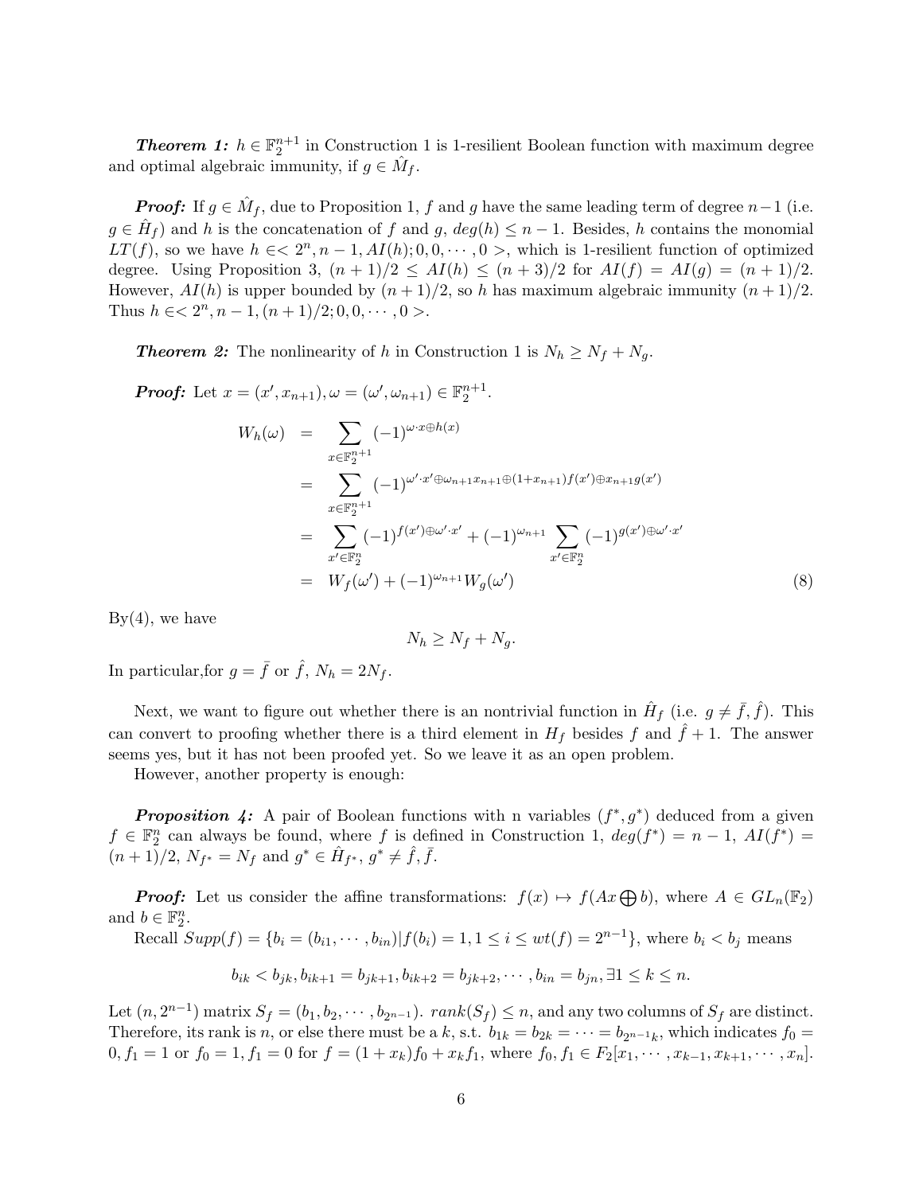***Theorem 1:*** $h \in \mathbb{F}_2^{n+1}$ in Construction 1 is 1-resilient Boolean function with maximum degree and optimal algebraic immunity, if $g \in \hat{M}_f$.

***Proof:*** If $g \in \hat{M}_f$, due to Proposition 1, $f$ and $g$ have the same leading term of degree $n-1$ (i.e. $g \in \hat{H}_f$) and $h$ is the concatenation of $f$ and $g$, $deg(h) \le n-1$. Besides, $h$ contains the monomial $LT(f)$, so we have $h \in < 2^n, n-1, AI(h); 0, 0, \cdots, 0 >$, which is 1-resilient function of optimized degree. Using Proposition 3, $(n+1)/2 \le AI(h) \le (n+3)/2$ for $AI(f) = AI(g) = (n+1)/2$. However, $AI(h)$ is upper bounded by $(n+1)/2$, so $h$ has maximum algebraic immunity $(n+1)/2$. Thus $h \in < 2^n, n-1, (n+1)/2; 0, 0, \cdots, 0 >$.

***Theorem 2:*** The nonlinearity of $h$ in Construction 1 is $N_h \ge N_f + N_g$.

***Proof:*** Let $x = (x', x_{n+1}), \omega = (\omega', \omega_{n+1}) \in \mathbb{F}_2^{n+1}$.

$$
\begin{aligned}
W_h(\omega) &= \sum_{x \in \mathbb{F}_2^{n+1}} (-1)^{\omega \cdot x \oplus h(x)} \\
&= \sum_{x \in \mathbb{F}_2^{n+1}} (-1)^{\omega' \cdot x' \oplus \omega_{n+1} x_{n+1} \oplus (1+x_{n+1}) f(x') \oplus x_{n+1} g(x')} \\
&= \sum_{x' \in \mathbb{F}_2^{n}} (-1)^{f(x') \oplus \omega' \cdot x'} + (-1)^{\omega_{n+1}} \sum_{x' \in \mathbb{F}_2^{n}} (-1)^{g(x') \oplus \omega' \cdot x'} \\
&= W_f(\omega') + (-1)^{\omega_{n+1}} W_g(\omega') \qquad (8)
\end{aligned}
$$

By(4), we have

$$N_h \ge N_f + N_g.$$

In particular,for $g = \bar{f}$ or $\hat{f}$, $N_h = 2N_f$.

Next, we want to figure out whether there is an nontrivial function in $\hat{H}_f$ (i.e. $g \ne \bar{f}, \hat{f}$). This can convert to proofing whether there is a third element in $H_f$ besides $f$ and $\hat{f}+1$. The answer seems yes, but it has not been proofed yet. So we leave it as an open problem.

However, another property is enough:

***Proposition 4:*** A pair of Boolean functions with n variables $(f^*, g^*)$ deduced from a given $f \in \mathbb{F}_2^n$ can always be found, where $f$ is defined in Construction 1, $deg(f^*) = n-1$, $AI(f^*) = (n+1)/2$, $N_{f^*} = N_f$ and $g^* \in \hat{H}_{f^*}$, $g^* \ne \hat{f}, \bar{f}$.

***Proof:*** Let us consider the affine transformations: $f(x) \mapsto f(Ax \bigoplus b)$, where $A \in GL_n(\mathbb{F}_2)$ and $b \in \mathbb{F}_2^n$.

Recall $Supp(f) = \{b_i = (b_{i1}, \cdots, b_{in}) | f(b_i) = 1, 1 \le i \le wt(f) = 2^{n-1}\}$, where $b_i < b_j$ means

$$b_{ik} < b_{jk}, b_{ik+1} = b_{jk+1}, b_{ik+2} = b_{jk+2}, \cdots, b_{in} = b_{jn}, \exists 1 \le k \le n.$$

Let $(n, 2^{n-1})$ matrix $S_f = (b_1, b_2, \cdots, b_{2^{n-1}})$. $rank(S_f) \le n$, and any two columns of $S_f$ are distinct. Therefore, its rank is $n$, or else there must be a $k$, s.t. $b_{1k} = b_{2k} = \cdots = b_{2^{n-1}k}$, which indicates $f_0 = 0, f_1 = 1$ or $f_0 = 1, f_1 = 0$ for $f = (1+x_k) f_0 + x_k f_1$, where $f_0, f_1 \in F_2[x_1, \cdots, x_{k-1}, x_{k+1}, \cdots, x_n]$.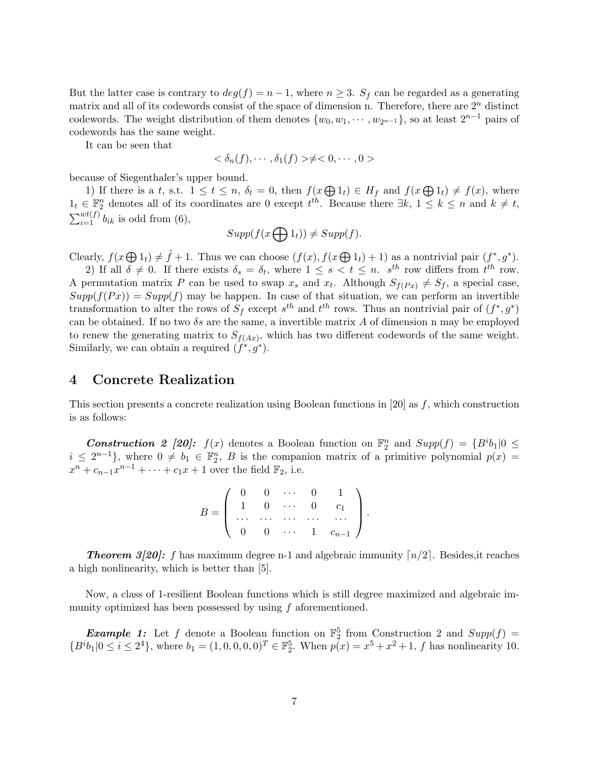But the latter case is contrary to $deg(f) = n - 1$, where $n \geq 3$. $S_f$ can be regarded as a generating matrix and all of its codewords consist of the space of dimension n. Therefore, there are $2^n$ distinct codewords. The weight distribution of them denotes $\{w_0, w_1, \cdots, w_{2^{n-1}}\}$, so at least $2^{n-1}$ pairs of codewords has the same weight.

It can be seen that

$$< \delta_n(f), \cdots, \delta_1(f) > \neq < 0, \cdots, 0 >$$

because of Siegenthaler's upper bound.

1) If there is a $t$, s.t. $1 \leq t \leq n$, $\delta_t = 0$, then $f(x \bigoplus 1_t) \in H_f$ and $f(x \bigoplus 1_t) \neq f(x)$, where $1_t \in \mathbb{F}_2^n$ denotes all of its coordinates are 0 except $t^{th}$. Because there $\exists k$, $1 \leq k \leq n$ and $k \neq t$, $\sum_{i=1}^{wt(f)} b_{ik}$ is odd from (6),

$$Supp(f(x \bigoplus 1_t)) \neq Supp(f).$$

Clearly, $f(x \bigoplus 1_t) \neq \hat{f} + 1$. Thus we can choose $(f(x), f(x \bigoplus 1_t) + 1)$ as a nontrivial pair $(f^*, g^*)$.

2) If all $\delta \neq 0$. If there exists $\delta_s = \delta_t$, where $1 \leq s < t \leq n$. $s^{th}$ row differs from $t^{th}$ row. A permutation matrix $P$ can be used to swap $x_s$ and $x_t$. Although $S_{f(Px)} \neq S_f$, a special case, $Supp(f(Px)) = Supp(f)$ may be happen. In case of that situation, we can perform an invertible transformation to alter the rows of $S_f$ except $s^{th}$ and $t^{th}$ rows. Thus an nontrivial pair of $(f^*, g^*)$ can be obtained. If no two $\delta$s are the same, a invertible matrix $A$ of dimension n may be employed to renew the generating matrix to $S_{f(Ax)}$, which has two different codewords of the same weight. Similarly, we can obtain a required $(f^*, g^*)$.

## 4 Concrete Realization

This section presents a concrete realization using Boolean functions in [20] as $f$, which construction is as follows:

***Construction 2 [20]:*** $f(x)$ denotes a Boolean function on $\mathbb{F}_2^n$ and $Supp(f) = \{B^i b_1 | 0 \leq i \leq 2^{n-1}\}$, where $0 \neq b_1 \in \mathbb{F}_2^n$, $B$ is the companion matrix of a primitive polynomial $p(x) = x^n + c_{n-1}x^{n-1} + \cdots + c_1 x + 1$ over the field $\mathbb{F}_2$, i.e.

$$B = \begin{pmatrix} 0 & 0 & \cdots & 0 & 1 \\ 1 & 0 & \cdots & 0 & c_1 \\ \cdots & \cdots & \cdots & \cdots & \cdots \\ 0 & 0 & \cdots & 1 & c_{n-1} \end{pmatrix}.$$

***Theorem 3[20]:*** $f$ has maximum degree n-1 and algebraic immunity $\lceil n/2 \rceil$. Besides,it reaches a high nonlinearity, which is better than [5].

Now, a class of 1-resilient Boolean functions which is still degree maximized and algebraic immunity optimized has been possessed by using $f$ aforementioned.

***Example 1:*** Let $f$ denote a Boolean function on $\mathbb{F}_2^5$ from Construction 2 and $Supp(f) = \{B^i b_1 | 0 \leq i \leq 2^4\}$, where $b_1 = (1, 0, 0, 0, 0)^T \in \mathbb{F}_2^5$. When $p(x) = x^5 + x^2 + 1$, $f$ has nonlinearity 10.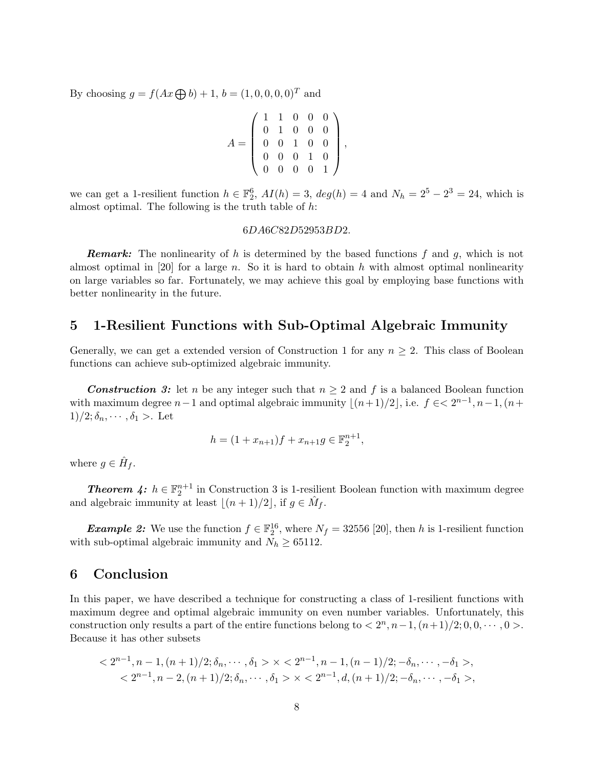By choosing $g = f(Ax \bigoplus b) + 1$, $b = (1, 0, 0, 0, 0)^T$ and

$$A = \begin{pmatrix} 1 & 1 & 0 & 0 & 0 \\ 0 & 1 & 0 & 0 & 0 \\ 0 & 0 & 1 & 0 & 0 \\ 0 & 0 & 0 & 1 & 0 \\ 0 & 0 & 0 & 0 & 1 \end{pmatrix},$$

we can get a 1-resilient function $h \in \mathbb{F}_2^6$, $AI(h) = 3$, $deg(h) = 4$ and $N_h = 2^5 - 2^3 = 24$, which is almost optimal. The following is the truth table of $h$:

$$6DA6C82D52953BD2.$$

***Remark:*** The nonlinearity of $h$ is determined by the based functions $f$ and $g$, which is not almost optimal in [20] for a large $n$. So it is hard to obtain $h$ with almost optimal nonlinearity on large variables so far. Fortunately, we may achieve this goal by employing base functions with better nonlinearity in the future.

## 5 1-Resilient Functions with Sub-Optimal Algebraic Immunity

Generally, we can get a extended version of Construction 1 for any $n \geq 2$. This class of Boolean functions can achieve sub-optimized algebraic immunity.

***Construction 3:*** let $n$ be any integer such that $n \geq 2$ and $f$ is a balanced Boolean function with maximum degree $n-1$ and optimal algebraic immunity $\lfloor (n+1)/2 \rfloor$, i.e. $f \in < 2^{n-1}, n-1, (n+1)/2; \delta_n, \cdots, \delta_1 >$. Let

$$h = (1 + x_{n+1})f + x_{n+1}g \in \mathbb{F}_2^{n+1},$$

where $g \in \hat{H}_f$.

***Theorem 4:*** $h \in \mathbb{F}_2^{n+1}$ in Construction 3 is 1-resilient Boolean function with maximum degree and algebraic immunity at least $\lfloor (n+1)/2 \rfloor$, if $g \in \hat{M}_f$.

***Example 2:*** We use the function $f \in \mathbb{F}_2^{16}$, where $N_f = 32556$ [20], then $h$ is 1-resilient function with sub-optimal algebraic immunity and $N_h \geq 65112$.

## 6 Conclusion

In this paper, we have described a technique for constructing a class of 1-resilient functions with maximum degree and optimal algebraic immunity on even number variables. Unfortunately, this construction only results a part of the entire functions belong to $< 2^n, n-1, (n+1)/2; 0, 0, \cdots, 0 >$. Because it has other subsets

$$< 2^{n-1}, n-1, (n+1)/2; \delta_n, \cdots, \delta_1 > \times < 2^{n-1}, n-1, (n-1)/2; -\delta_n, \cdots, -\delta_1 >,$$
$$< 2^{n-1}, n-2, (n+1)/2; \delta_n, \cdots, \delta_1 > \times < 2^{n-1}, d, (n+1)/2; -\delta_n, \cdots, -\delta_1 >,$$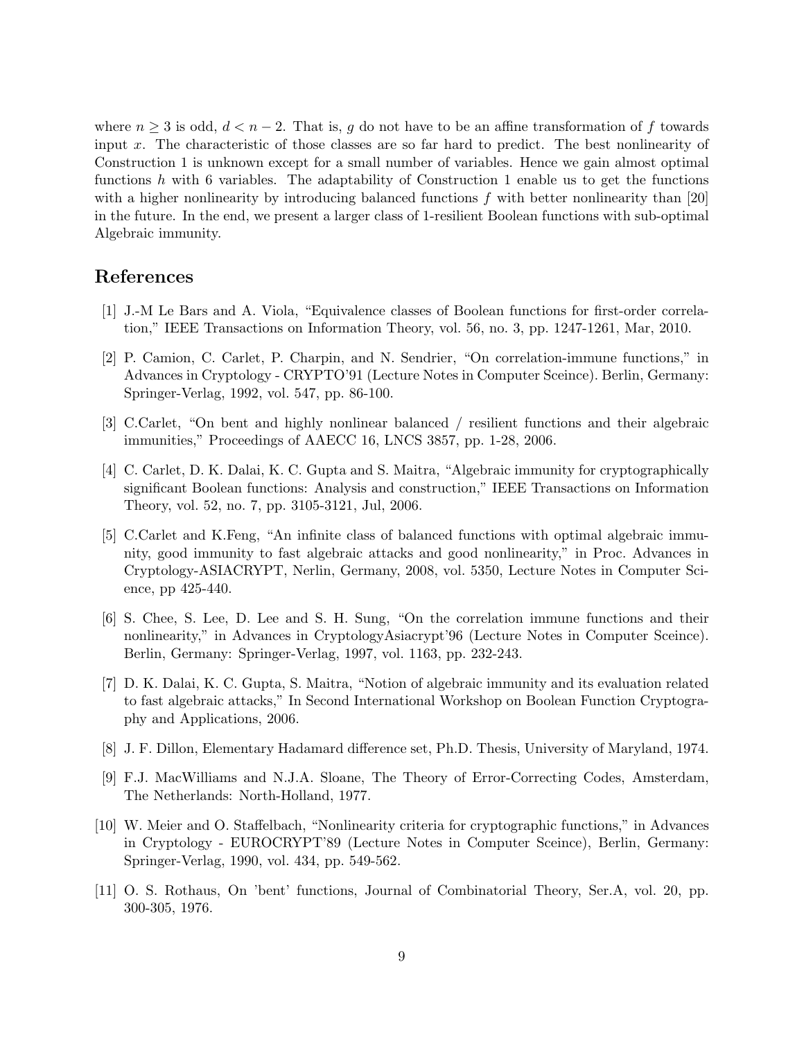where $n \geq 3$ is odd, $d < n-2$. That is, $g$ do not have to be an affine transformation of $f$ towards input $x$. The characteristic of those classes are so far hard to predict. The best nonlinearity of Construction 1 is unknown except for a small number of variables. Hence we gain almost optimal functions $h$ with 6 variables. The adaptability of Construction 1 enable us to get the functions with a higher nonlinearity by introducing balanced functions $f$ with better nonlinearity than [20] in the future. In the end, we present a larger class of 1-resilient Boolean functions with sub-optimal Algebraic immunity.

## References

[1] J.-M Le Bars and A. Viola, "Equivalence classes of Boolean functions for first-order correlation," IEEE Transactions on Information Theory, vol. 56, no. 3, pp. 1247-1261, Mar, 2010.

[2] P. Camion, C. Carlet, P. Charpin, and N. Sendrier, "On correlation-immune functions," in Advances in Cryptology - CRYPTO'91 (Lecture Notes in Computer Sceince). Berlin, Germany: Springer-Verlag, 1992, vol. 547, pp. 86-100.

[3] C.Carlet, "On bent and highly nonlinear balanced / resilient functions and their algebraic immunities," Proceedings of AAECC 16, LNCS 3857, pp. 1-28, 2006.

[4] C. Carlet, D. K. Dalai, K. C. Gupta and S. Maitra, "Algebraic immunity for cryptographically significant Boolean functions: Analysis and construction," IEEE Transactions on Information Theory, vol. 52, no. 7, pp. 3105-3121, Jul, 2006.

[5] C.Carlet and K.Feng, "An infinite class of balanced functions with optimal algebraic immunity, good immunity to fast algebraic attacks and good nonlinearity," in Proc. Advances in Cryptology-ASIACRYPT, Nerlin, Germany, 2008, vol. 5350, Lecture Notes in Computer Science, pp 425-440.

[6] S. Chee, S. Lee, D. Lee and S. H. Sung, "On the correlation immune functions and their nonlinearity," in Advances in CryptologyAsiacrypt'96 (Lecture Notes in Computer Sceince). Berlin, Germany: Springer-Verlag, 1997, vol. 1163, pp. 232-243.

[7] D. K. Dalai, K. C. Gupta, S. Maitra, "Notion of algebraic immunity and its evaluation related to fast algebraic attacks," In Second International Workshop on Boolean Function Cryptography and Applications, 2006.

[8] J. F. Dillon, Elementary Hadamard difference set, Ph.D. Thesis, University of Maryland, 1974.

[9] F.J. MacWilliams and N.J.A. Sloane, The Theory of Error-Correcting Codes, Amsterdam, The Netherlands: North-Holland, 1977.

[10] W. Meier and O. Staffelbach, "Nonlinearity criteria for cryptographic functions," in Advances in Cryptology - EUROCRYPT'89 (Lecture Notes in Computer Sceince), Berlin, Germany: Springer-Verlag, 1990, vol. 434, pp. 549-562.

[11] O. S. Rothaus, On 'bent' functions, Journal of Combinatorial Theory, Ser.A, vol. 20, pp. 300-305, 1976.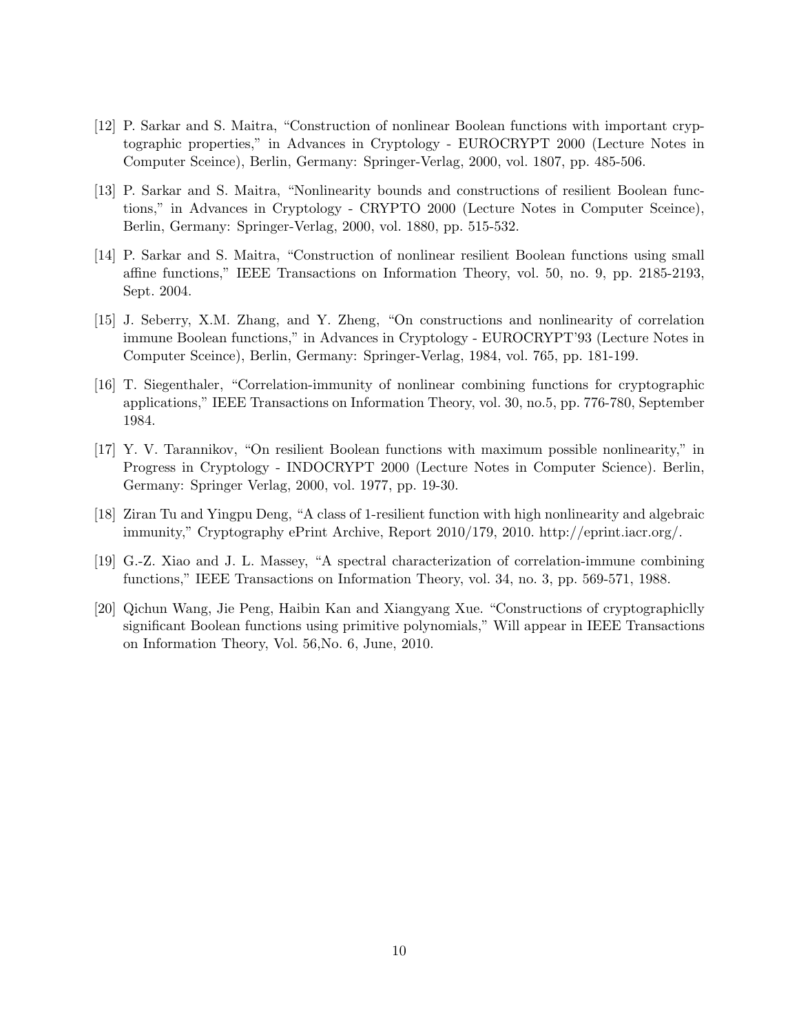[12] P. Sarkar and S. Maitra, "Construction of nonlinear Boolean functions with important cryptographic properties," in Advances in Cryptology - EUROCRYPT 2000 (Lecture Notes in Computer Sceince), Berlin, Germany: Springer-Verlag, 2000, vol. 1807, pp. 485-506.

[13] P. Sarkar and S. Maitra, "Nonlinearity bounds and constructions of resilient Boolean functions," in Advances in Cryptology - CRYPTO 2000 (Lecture Notes in Computer Sceince), Berlin, Germany: Springer-Verlag, 2000, vol. 1880, pp. 515-532.

[14] P. Sarkar and S. Maitra, "Construction of nonlinear resilient Boolean functions using small affine functions," IEEE Transactions on Information Theory, vol. 50, no. 9, pp. 2185-2193, Sept. 2004.

[15] J. Seberry, X.M. Zhang, and Y. Zheng, "On constructions and nonlinearity of correlation immune Boolean functions," in Advances in Cryptology - EUROCRYPT'93 (Lecture Notes in Computer Sceince), Berlin, Germany: Springer-Verlag, 1984, vol. 765, pp. 181-199.

[16] T. Siegenthaler, "Correlation-immunity of nonlinear combining functions for cryptographic applications," IEEE Transactions on Information Theory, vol. 30, no.5, pp. 776-780, September 1984.

[17] Y. V. Tarannikov, "On resilient Boolean functions with maximum possible nonlinearity," in Progress in Cryptology - INDOCRYPT 2000 (Lecture Notes in Computer Science). Berlin, Germany: Springer Verlag, 2000, vol. 1977, pp. 19-30.

[18] Ziran Tu and Yingpu Deng, "A class of 1-resilient function with high nonlinearity and algebraic immunity," Cryptography ePrint Archive, Report 2010/179, 2010. http://eprint.iacr.org/.

[19] G.-Z. Xiao and J. L. Massey, "A spectral characterization of correlation-immune combining functions," IEEE Transactions on Information Theory, vol. 34, no. 3, pp. 569-571, 1988.

[20] Qichun Wang, Jie Peng, Haibin Kan and Xiangyang Xue. "Constructions of cryptographiclly significant Boolean functions using primitive polynomials," Will appear in IEEE Transactions on Information Theory, Vol. 56,No. 6, June, 2010.